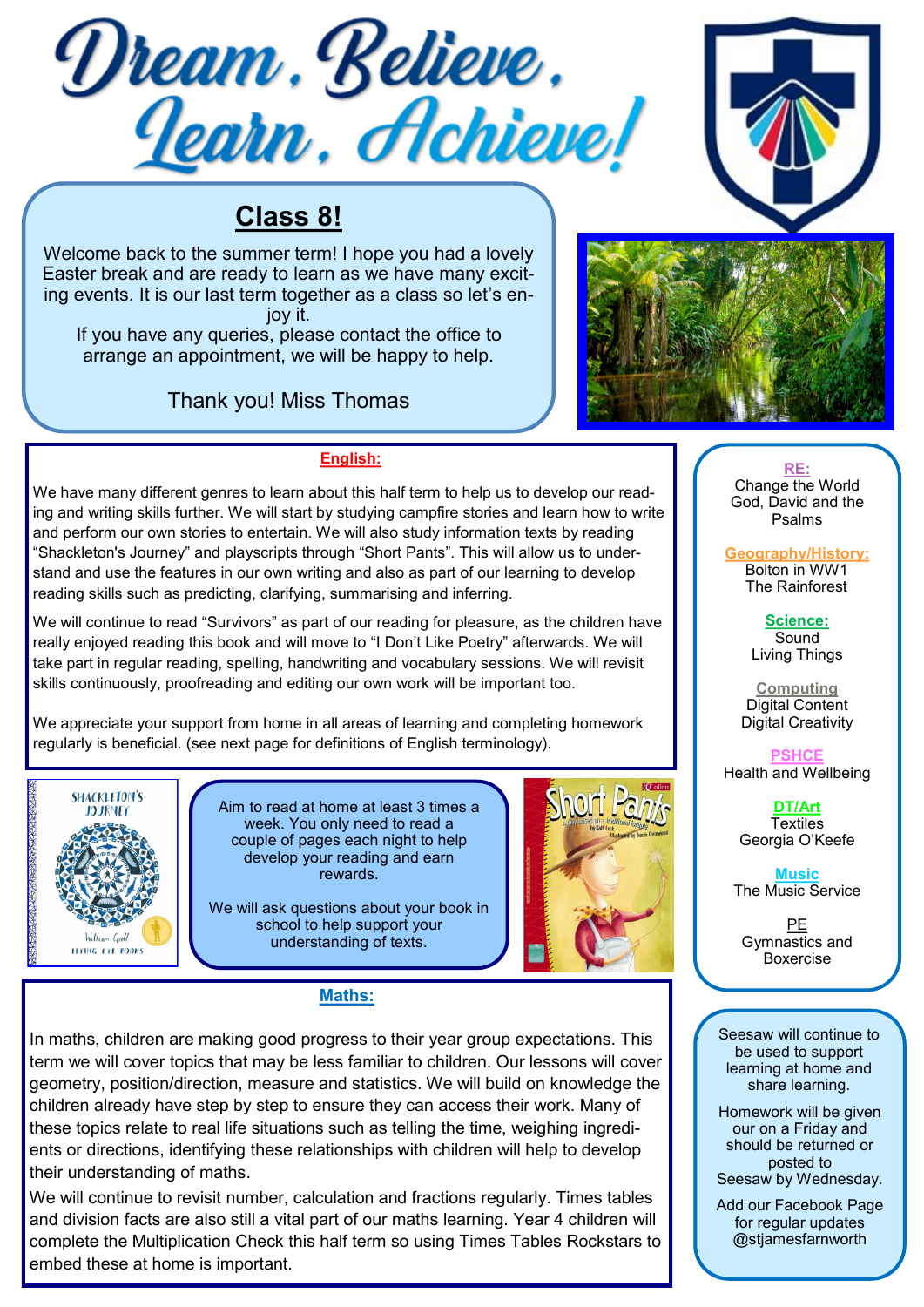# Dream, Believe, Learn, Achieve!

## Class 8!

Welcome back to the summer term! I hope you had a lovely Easter break and are ready to learn as we have many exciting events. It is our last term together as a class so let's enjoy it.

If you have any queries, please contact the office to arrange an appointment, we will be happy to help.

Thank you! Miss Thomas

### English:

We have many different genres to learn about this half term to help us to develop our reading and writing skills further. We will start by studying campfire stories and learn how to write and perform our own stories to entertain. We will also study information texts by reading "Shackleton's Journey" and playscripts through "Short Pants". This will allow us to understand and use the features in our own writing and also as part of our learning to develop reading skills such as predicting, clarifying, summarising and inferring.

We will continue to read "Survivors" as part of our reading for pleasure, as the children have really enjoyed reading this book and will move to "I Don't Like Poetry" afterwards. We will take part in regular reading, spelling, handwriting and vocabulary sessions. We will revisit skills continuously, proofreading and editing our own work will be important too.

We appreciate your support from home in all areas of learning and completing homework regularly is beneficial. (see next page for definitions of English terminology).

Aim to read at home at least 3 times a week. You only need to read a couple of pages each night to help develop your reading and earn rewards.

We will ask questions about your book in school to help support your understanding of texts.

### Maths:

In maths, children are making good progress to their year group expectations. This term we will cover topics that may be less familiar to children. Our lessons will cover geometry, position/direction, measure and statistics. We will build on knowledge the children already have step by step to ensure they can access their work. Many of these topics relate to real life situations such as telling the time, weighing ingredients or directions, identifying these relationships with children will help to develop their understanding of maths.

We will continue to revisit number, calculation and fractions regularly. Times tables and division facts are also still a vital part of our maths learning. Year 4 children will complete the Multiplication Check this half term so using Times Tables Rockstars to embed these at home is important.

**RE:**
Change the World
God, David and the Psalms

**Geography/History:**
Bolton in WW1
The Rainforest

**Science:**
Sound
Living Things

**Computing**
Digital Content
Digital Creativity

**PSHCE**
Health and Wellbeing

**DT/Art**
Textiles
Georgia O'Keefe

**Music**
The Music Service

**PE**
Gymnastics and Boxercise

Seesaw will continue to be used to support learning at home and share learning.

Homework will be given our on a Friday and should be returned or posted to Seesaw by Wednesday.

Add our Facebook Page for regular updates @stjamesfarnworth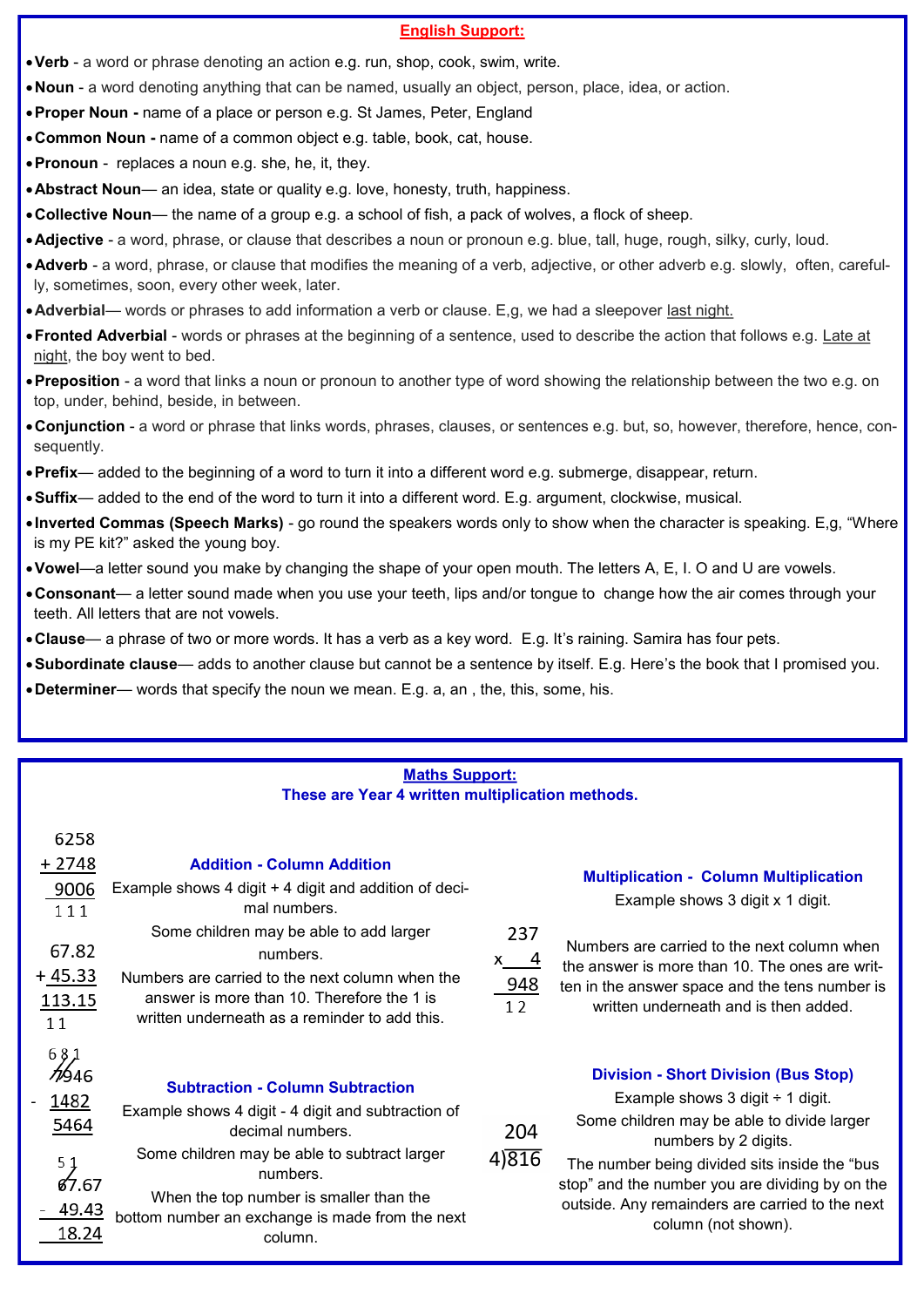## English Support:

- **Verb** - a word or phrase denoting an action e.g. run, shop, cook, swim, write.
- **Noun** - a word denoting anything that can be named, usually an object, person, place, idea, or action.
- **Proper Noun -** name of a place or person e.g. St James, Peter, England
- **Common Noun -** name of a common object e.g. table, book, cat, house.
- **Pronoun** - replaces a noun e.g. she, he, it, they.
- **Abstract Noun**— an idea, state or quality e.g. love, honesty, truth, happiness.
- **Collective Noun**— the name of a group e.g. a school of fish, a pack of wolves, a flock of sheep.
- **Adjective** - a word, phrase, or clause that describes a noun or pronoun e.g. blue, tall, huge, rough, silky, curly, loud.
- **Adverb** - a word, phrase, or clause that modifies the meaning of a verb, adjective, or other adverb e.g. slowly, often, carefully, sometimes, soon, every other week, later.
- **Adverbial**— words or phrases to add information a verb or clause. E,g, we had a sleepover last night.
- **Fronted Adverbial** - words or phrases at the beginning of a sentence, used to describe the action that follows e.g. Late at night, the boy went to bed.
- **Preposition** - a word that links a noun or pronoun to another type of word showing the relationship between the two e.g. on top, under, behind, beside, in between.
- **Conjunction** - a word or phrase that links words, phrases, clauses, or sentences e.g. but, so, however, therefore, hence, consequently.
- **Prefix**— added to the beginning of a word to turn it into a different word e.g. submerge, disappear, return.
- **Suffix**— added to the end of the word to turn it into a different word. E.g. argument, clockwise, musical.
- **Inverted Commas (Speech Marks)** - go round the speakers words only to show when the character is speaking. E,g, "Where is my PE kit?" asked the young boy.
- **Vowel**—a letter sound you make by changing the shape of your open mouth. The letters A, E, I. O and U are vowels.
- **Consonant**— a letter sound made when you use your teeth, lips and/or tongue to change how the air comes through your teeth. All letters that are not vowels.
- **Clause**— a phrase of two or more words. It has a verb as a key word. E.g. It's raining. Samira has four pets.
- **Subordinate clause**— adds to another clause but cannot be a sentence by itself. E.g. Here's the book that I promised you.
- **Determiner**— words that specify the noun we mean. E.g. a, an , the, this, some, his.

## Maths Support:

**These are Year 4 written multiplication methods.**

```
  6258
+ 2748
  9006
  1 1 1

 67.82
+45.33
113.15
 1 1
```

### Addition - Column Addition

Example shows 4 digit + 4 digit and addition of decimal numbers.

Some children may be able to add larger numbers.

Numbers are carried to the next column when the answer is more than 10. Therefore the 1 is written underneath as a reminder to add this.

```
  237
x   4
  948
  1 2
```

### Multiplication - Column Multiplication

Example shows 3 digit x 1 digit.

Numbers are carried to the next column when the answer is more than 10. The ones are written in the answer space and the tens number is written underneath and is then added.

```
  6 8 1
  7̸9̸46
- 1482
  5464

  5 1
  6̸7.67
-  49.43
   18.24
```

### Subtraction - Column Subtraction

Example shows 4 digit - 4 digit and subtraction of decimal numbers.

Some children may be able to subtract larger numbers.

When the top number is smaller than the bottom number an exchange is made from the next column.

```
   204
4)816
```

### Division - Short Division (Bus Stop)

Example shows 3 digit ÷ 1 digit.

Some children may be able to divide larger numbers by 2 digits.

The number being divided sits inside the "bus stop" and the number you are dividing by on the outside. Any remainders are carried to the next column (not shown).